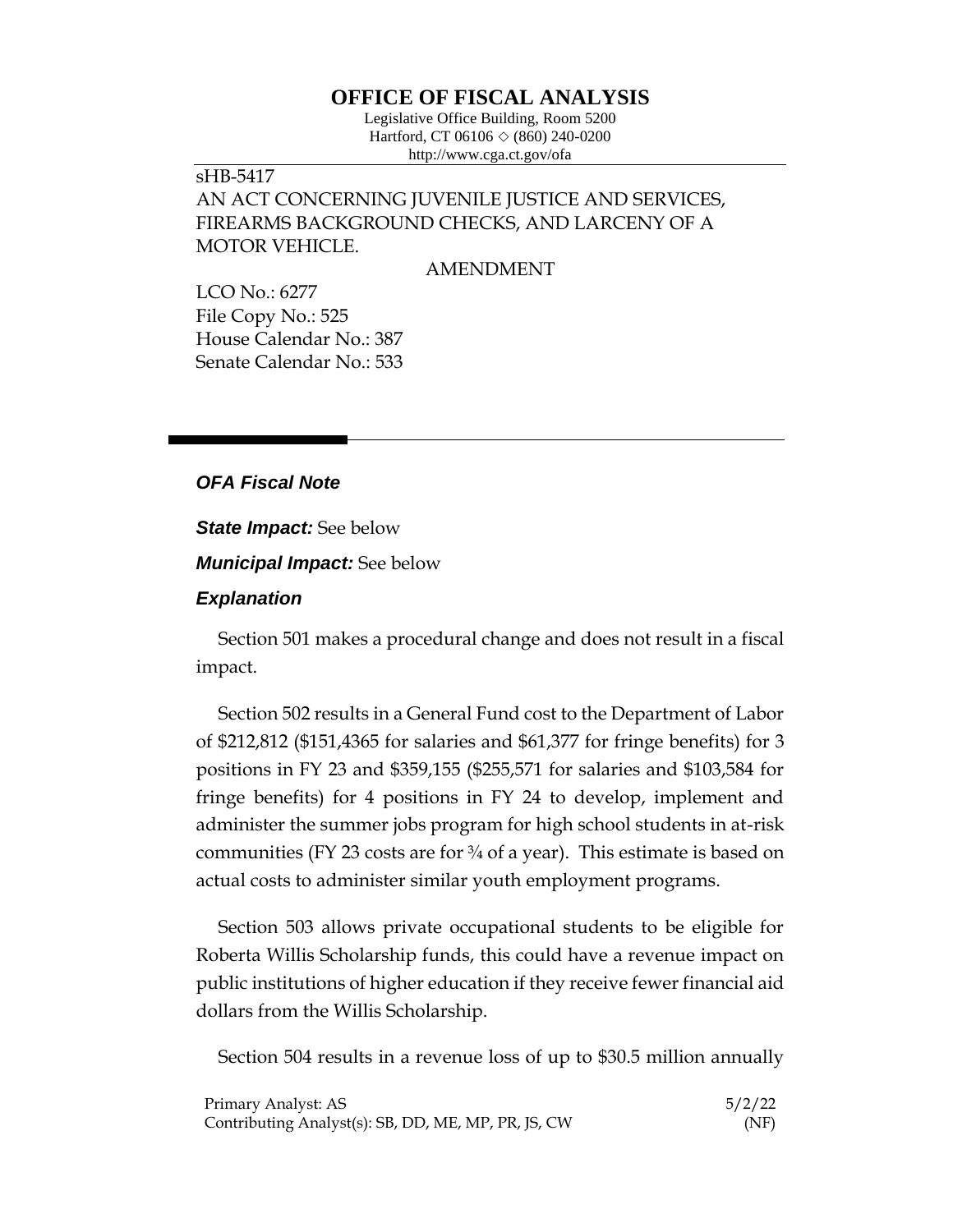# OFFICE OF FISCAL ANALYSIS

Legislative Office Building, Room 5200
Hartford, CT 06106 ◇ (860) 240-0200
http://www.cga.ct.gov/ofa

sHB-5417
AN ACT CONCERNING JUVENILE JUSTICE AND SERVICES, FIREARMS BACKGROUND CHECKS, AND LARCENY OF A MOTOR VEHICLE.

AMENDMENT

LCO No.: 6277
File Copy No.: 525
House Calendar No.: 387
Senate Calendar No.: 533

## *OFA Fiscal Note*

***State Impact:*** See below

***Municipal Impact:*** See below

### *Explanation*

Section 501 makes a procedural change and does not result in a fiscal impact.

Section 502 results in a General Fund cost to the Department of Labor of $212,812 ($151,4365 for salaries and $61,377 for fringe benefits) for 3 positions in FY 23 and $359,155 ($255,571 for salaries and $103,584 for fringe benefits) for 4 positions in FY 24 to develop, implement and administer the summer jobs program for high school students in at-risk communities (FY 23 costs are for ¾ of a year). This estimate is based on actual costs to administer similar youth employment programs.

Section 503 allows private occupational students to be eligible for Roberta Willis Scholarship funds, this could have a revenue impact on public institutions of higher education if they receive fewer financial aid dollars from the Willis Scholarship.

Section 504 results in a revenue loss of up to $30.5 million annually

Primary Analyst: AS
Contributing Analyst(s): SB, DD, ME, MP, PR, JS, CW

5/2/22
(NF)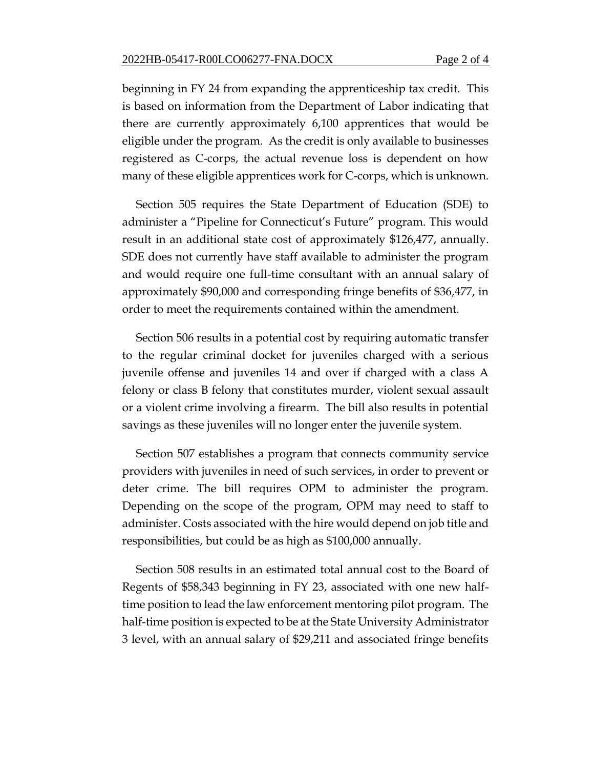beginning in FY 24 from expanding the apprenticeship tax credit. This is based on information from the Department of Labor indicating that there are currently approximately 6,100 apprentices that would be eligible under the program. As the credit is only available to businesses registered as C-corps, the actual revenue loss is dependent on how many of these eligible apprentices work for C-corps, which is unknown.

Section 505 requires the State Department of Education (SDE) to administer a "Pipeline for Connecticut's Future" program. This would result in an additional state cost of approximately $126,477, annually. SDE does not currently have staff available to administer the program and would require one full-time consultant with an annual salary of approximately $90,000 and corresponding fringe benefits of $36,477, in order to meet the requirements contained within the amendment.

Section 506 results in a potential cost by requiring automatic transfer to the regular criminal docket for juveniles charged with a serious juvenile offense and juveniles 14 and over if charged with a class A felony or class B felony that constitutes murder, violent sexual assault or a violent crime involving a firearm. The bill also results in potential savings as these juveniles will no longer enter the juvenile system.

Section 507 establishes a program that connects community service providers with juveniles in need of such services, in order to prevent or deter crime. The bill requires OPM to administer the program. Depending on the scope of the program, OPM may need to staff to administer. Costs associated with the hire would depend on job title and responsibilities, but could be as high as $100,000 annually.

Section 508 results in an estimated total annual cost to the Board of Regents of $58,343 beginning in FY 23, associated with one new half-time position to lead the law enforcement mentoring pilot program. The half-time position is expected to be at the State University Administrator 3 level, with an annual salary of $29,211 and associated fringe benefits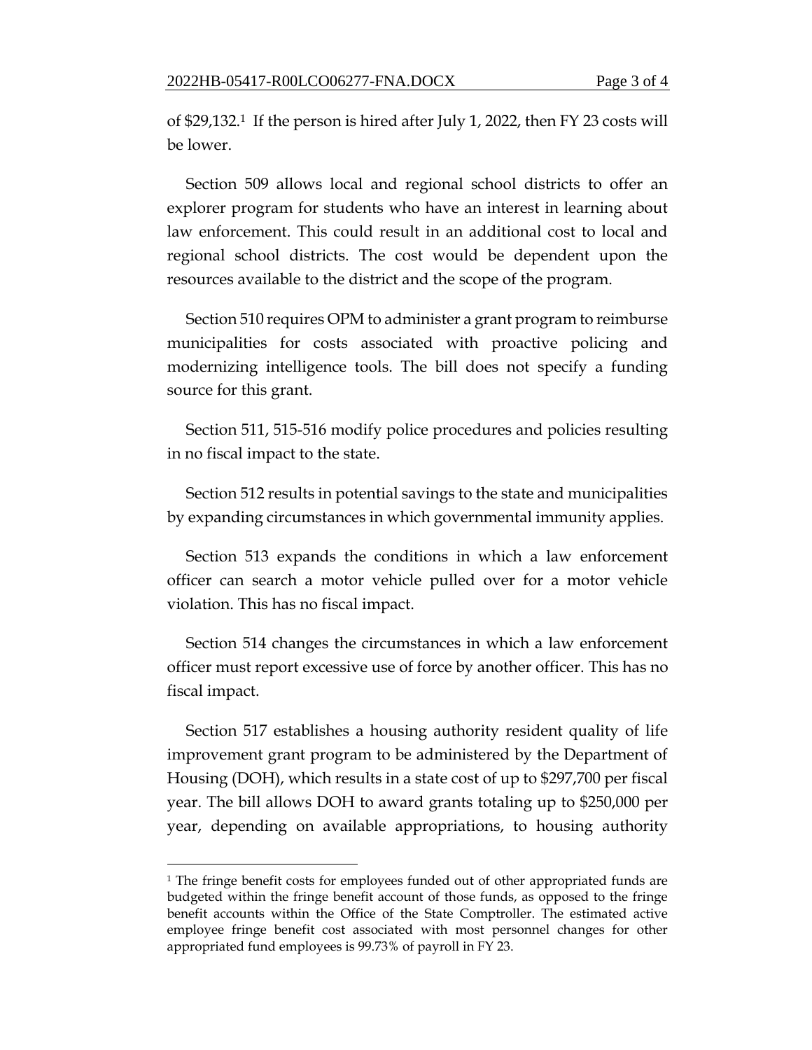of $29,132.[1] If the person is hired after July 1, 2022, then FY 23 costs will be lower.

Section 509 allows local and regional school districts to offer an explorer program for students who have an interest in learning about law enforcement. This could result in an additional cost to local and regional school districts. The cost would be dependent upon the resources available to the district and the scope of the program.

Section 510 requires OPM to administer a grant program to reimburse municipalities for costs associated with proactive policing and modernizing intelligence tools. The bill does not specify a funding source for this grant.

Section 511, 515-516 modify police procedures and policies resulting in no fiscal impact to the state.

Section 512 results in potential savings to the state and municipalities by expanding circumstances in which governmental immunity applies.

Section 513 expands the conditions in which a law enforcement officer can search a motor vehicle pulled over for a motor vehicle violation. This has no fiscal impact.

Section 514 changes the circumstances in which a law enforcement officer must report excessive use of force by another officer. This has no fiscal impact.

Section 517 establishes a housing authority resident quality of life improvement grant program to be administered by the Department of Housing (DOH), which results in a state cost of up to $297,700 per fiscal year. The bill allows DOH to award grants totaling up to $250,000 per year, depending on available appropriations, to housing authority

---

[1] The fringe benefit costs for employees funded out of other appropriated funds are budgeted within the fringe benefit account of those funds, as opposed to the fringe benefit accounts within the Office of the State Comptroller. The estimated active employee fringe benefit cost associated with most personnel changes for other appropriated fund employees is 99.73% of payroll in FY 23.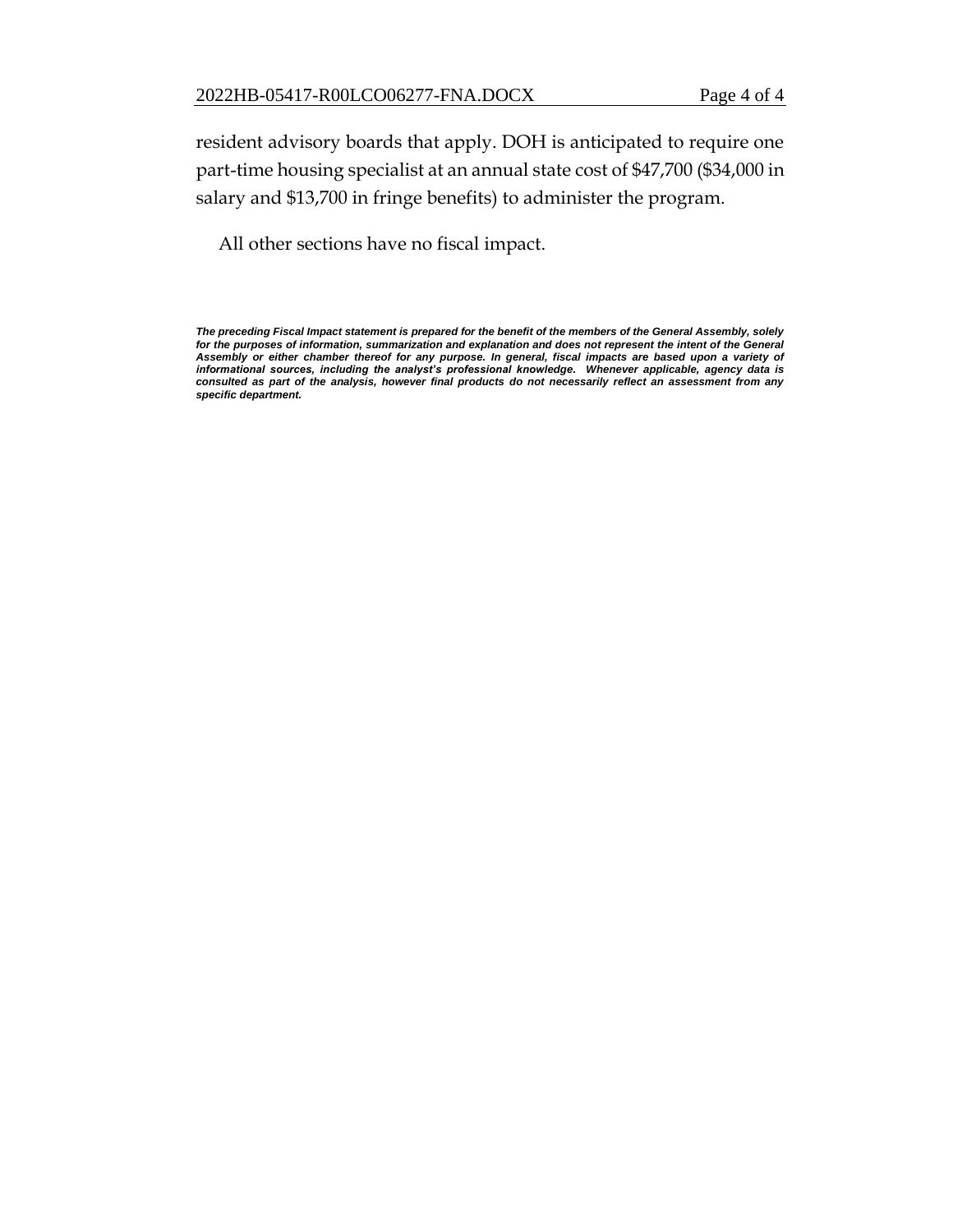resident advisory boards that apply. DOH is anticipated to require one part-time housing specialist at an annual state cost of $47,700 ($34,000 in salary and $13,700 in fringe benefits) to administer the program.

All other sections have no fiscal impact.

***The preceding Fiscal Impact statement is prepared for the benefit of the members of the General Assembly, solely for the purposes of information, summarization and explanation and does not represent the intent of the General Assembly or either chamber thereof for any purpose. In general, fiscal impacts are based upon a variety of informational sources, including the analyst's professional knowledge. Whenever applicable, agency data is consulted as part of the analysis, however final products do not necessarily reflect an assessment from any specific department.***